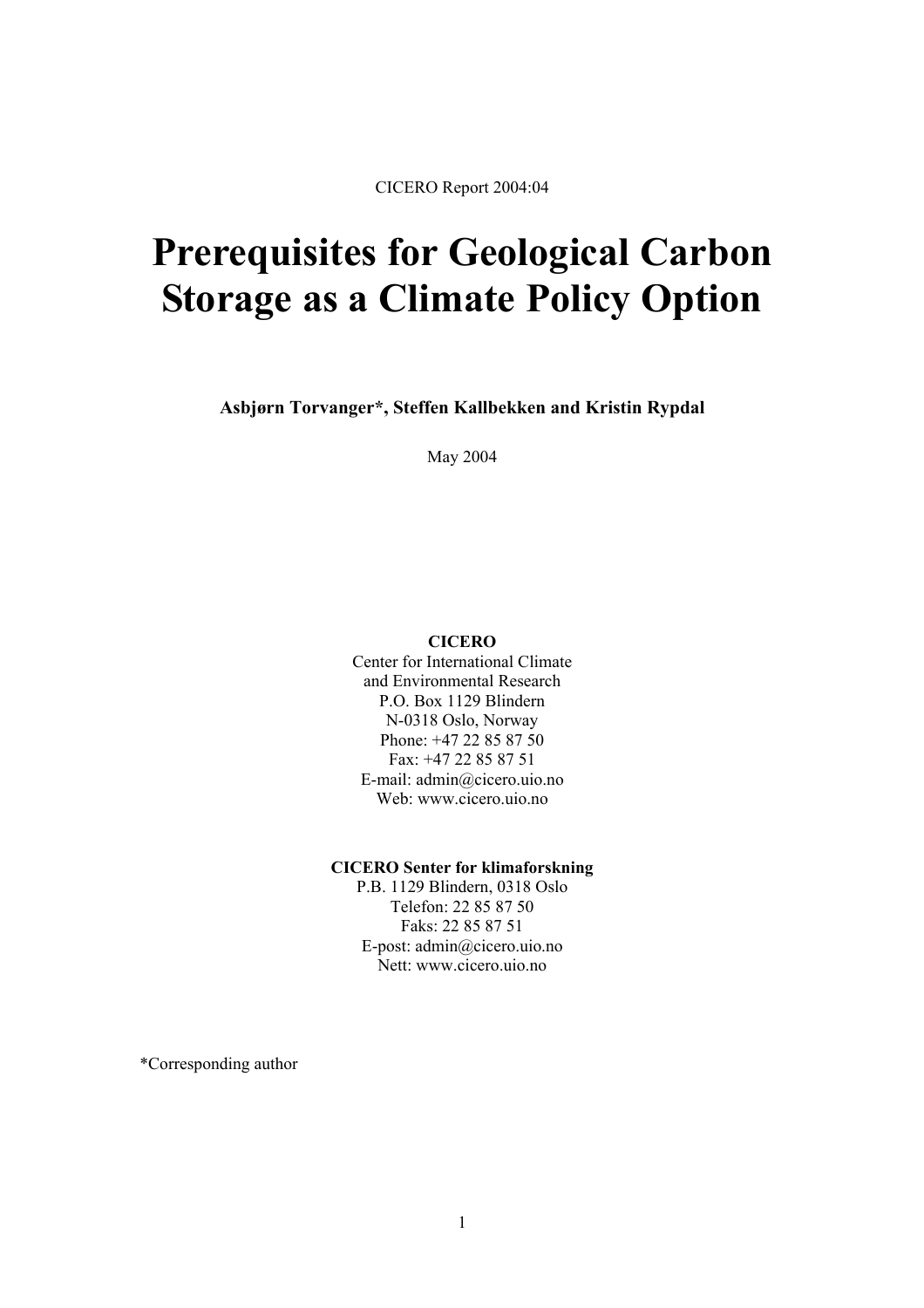CICERO Report 2004:04

# Prerequisites for Geological Carbon Storage as a Climate Policy Option

**Asbjørn Torvanger*, Steffen Kallbekken and Kristin Rypdal**

May 2004

**CICERO**
Center for International Climate
and Environmental Research
P.O. Box 1129 Blindern
N-0318 Oslo, Norway
Phone: +47 22 85 87 50
Fax: +47 22 85 87 51
E-mail: admin@cicero.uio.no
Web: www.cicero.uio.no

**CICERO Senter for klimaforskning**
P.B. 1129 Blindern, 0318 Oslo
Telefon: 22 85 87 50
Faks: 22 85 87 51
E-post: admin@cicero.uio.no
Nett: www.cicero.uio.no

*Corresponding author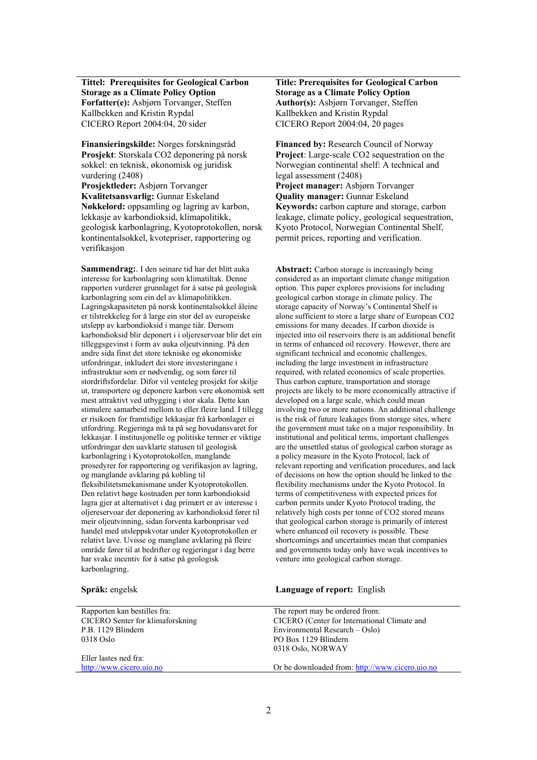**Tittel: Prerequisites for Geological Carbon Storage as a Climate Policy Option**
**Forfatter(e):** Asbjørn Torvanger, Steffen Kallbekken and Kristin Rypdal
CICERO Report 2004:04, 20 sider

**Finansieringskilde:** Norges forskningsråd
**Prosjekt**: Storskala CO2 deponering på norsk sokkel: en teknisk, økonomisk og juridisk vurdering (2408)
**Prosjektleder:** Asbjørn Torvanger
**Kvalitetsansvarlig:** Gunnar Eskeland
**Nøkkelord:** oppsamling og lagring av karbon, lekkasje av karbondioksid, klimapolitikk, geologisk karbonlagring, Kyotoprotokollen, norsk kontinentalsokkel, kvotepriser, rapportering og verifikasjon

**Sammendrag:**. I den seinare tid har det blitt auka interesse for karbonlagring som klimatiltak. Denne rapporten vurderer grunnlaget for å satse på geologisk karbonlagring som ein del av klimapolitikken. Lagringskapasiteten på norsk kontinentalsokkel åleine er tilstrekkeleg for å lagre ein stor del av europeiske utslepp av karbondioksid i mange tiår. Dersom karbondioksid blir deponert i i oljereservoar blir det ein tilleggsgevinst i form av auka oljeutvinning. På den andre sida finst det store tekniske og økonomiske utfordringar, inkludert dei store investeringane i infrastruktur som er nødvendig, og som fører til stordriftsfordelar. Difor vil venteleg prosjekt for skilje ut, transportere og deponere karbon vere økonomisk sett mest attraktivt ved utbygging i stor skala. Dette kan stimulere samarbeid mellom to eller fleire land. I tillegg er risikoen for framtidige lekkasjar frå karbonlager ei utfordring. Regjeringa må ta på seg hovudansvaret for lekkasjar. I institusjonelle og politiske termer er viktige utfordringar den uavklarte statusen til geologisk karbonlagring i Kyotoprotokollen, manglande prosedyrer for rapportering og verifikasjon av lagring, og manglande avklaring på kobling til fleksibilitetsmekanismane under Kyotoprotokollen. Den relativt høge kostnaden per tonn karbondioksid lagra gjer at alternativet i dag primært er av interesse i oljereservoar der deponering av karbondioksid fører til meir oljeutvinning, sidan forventa karbonprisar ved handel med utsleppskvotar under Kyotoprotokollen er relativt lave. Uvisse og manglande avklaring på fleire område fører til at bedrifter og regjeringar i dag berre har svake incentiv for å satse på geologisk karbonlagring.

**Språk:** engelsk

Rapporten kan bestilles fra:
CICERO Senter for klimaforskning
P.B. 1129 Blindern
0318 Oslo

Eller lastes ned fra:
http://www.cicero.uio.no

**Title: Prerequisites for Geological Carbon Storage as a Climate Policy Option**
**Author(s):** Asbjørn Torvanger, Steffen Kallbekken and Kristin Rypdal
CICERO Report 2004:04, 20 pages

**Financed by:** Research Council of Norway
**Project**: Large-scale CO2 sequestration on the Norwegian continental shelf: A technical and legal assessment (2408)
**Project manager:** Asbjørn Torvanger
**Quality manager:** Gunnar Eskeland
**Keywords:** carbon capture and storage, carbon leakage, climate policy, geological sequestration, Kyoto Protocol, Norwegian Continental Shelf, permit prices, reporting and verification.

**Abstract:** Carbon storage is increasingly being considered as an important climate change mitigation option. This paper explores provisions for including geological carbon storage in climate policy. The storage capacity of Norway's Continental Shelf is alone sufficient to store a large share of European CO2 emissions for many decades. If carbon dioxide is injected into oil reservoirs there is an additional benefit in terms of enhanced oil recovery. However, there are significant technical and economic challenges, including the large investment in infrastructure required, with related economics of scale properties. Thus carbon capture, transportation and storage projects are likely to be more economically attractive if developed on a large scale, which could mean involving two or more nations. An additional challenge is the risk of future leakages from storage sites, where the government must take on a major responsibility. In institutional and political terms, important challenges are the unsettled status of geological carbon storage as a policy measure in the Kyoto Protocol, lack of relevant reporting and verification procedures, and lack of decisions on how the option should be linked to the flexibility mechanisms under the Kyoto Protocol. In terms of competitiveness with expected prices for carbon permits under Kyoto Protocol trading, the relatively high costs per tonne of CO2 stored means that geological carbon storage is primarily of interest where enhanced oil recovery is possible. These shortcomings and uncertainties mean that companies and governments today only have weak incentives to venture into geological carbon storage.

**Language of report:** English

The report may be ordered from:
CICERO (Center for International Climate and Environmental Research – Oslo)
PO Box 1129 Blindern
0318 Oslo, NORWAY

Or be downloaded from: http://www.cicero.uio.no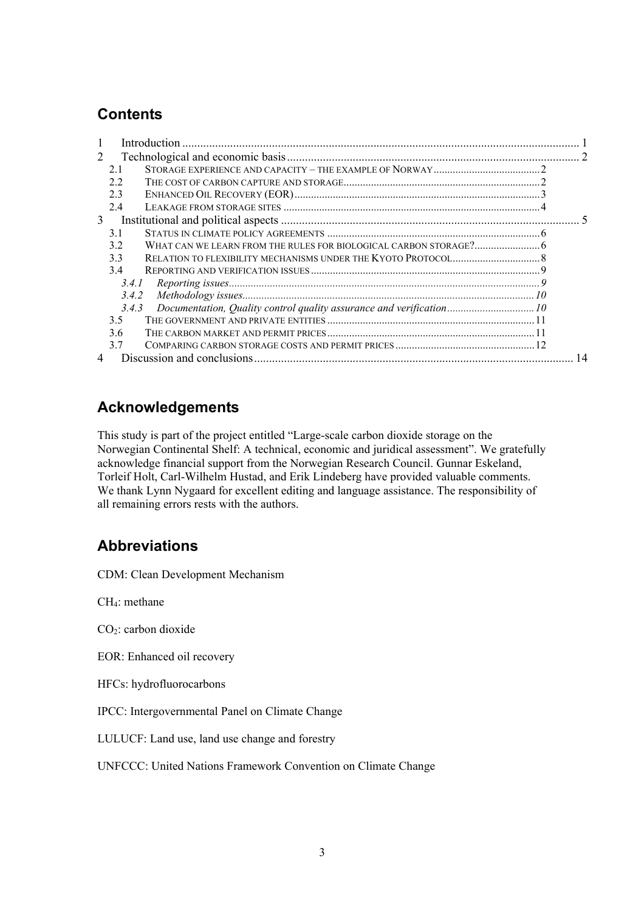## Contents

1 Introduction ... 1
2 Technological and economic basis ... 2
  2.1 Storage experience and capacity – the example of Norway ... 2
  2.2 The cost of carbon capture and storage ... 2
  2.3 Enhanced Oil Recovery (EOR) ... 3
  2.4 Leakage from storage sites ... 4
3 Institutional and political aspects ... 5
  3.1 Status in climate policy agreements ... 6
  3.2 What can we learn from the rules for biological carbon storage? ... 6
  3.3 Relation to flexibility mechanisms under the Kyoto Protocol ... 8
  3.4 Reporting and verification issues ... 9
    *3.4.1 Reporting issues ... 9*
    *3.4.2 Methodology issues ... 10*
    *3.4.3 Documentation, Quality control quality assurance and verification ... 10*
  3.5 The government and private entities ... 11
  3.6 The carbon market and permit prices ... 11
  3.7 Comparing carbon storage costs and permit prices ... 12
4 Discussion and conclusions ... 14

## Acknowledgements

This study is part of the project entitled "Large-scale carbon dioxide storage on the Norwegian Continental Shelf: A technical, economic and juridical assessment". We gratefully acknowledge financial support from the Norwegian Research Council. Gunnar Eskeland, Torleif Holt, Carl-Wilhelm Hustad, and Erik Lindeberg have provided valuable comments. We thank Lynn Nygaard for excellent editing and language assistance. The responsibility of all remaining errors rests with the authors.

## Abbreviations

CDM: Clean Development Mechanism

$CH_4$: methane

$CO_2$: carbon dioxide

EOR: Enhanced oil recovery

HFCs: hydrofluorocarbons

IPCC: Intergovernmental Panel on Climate Change

LULUCF: Land use, land use change and forestry

UNFCCC: United Nations Framework Convention on Climate Change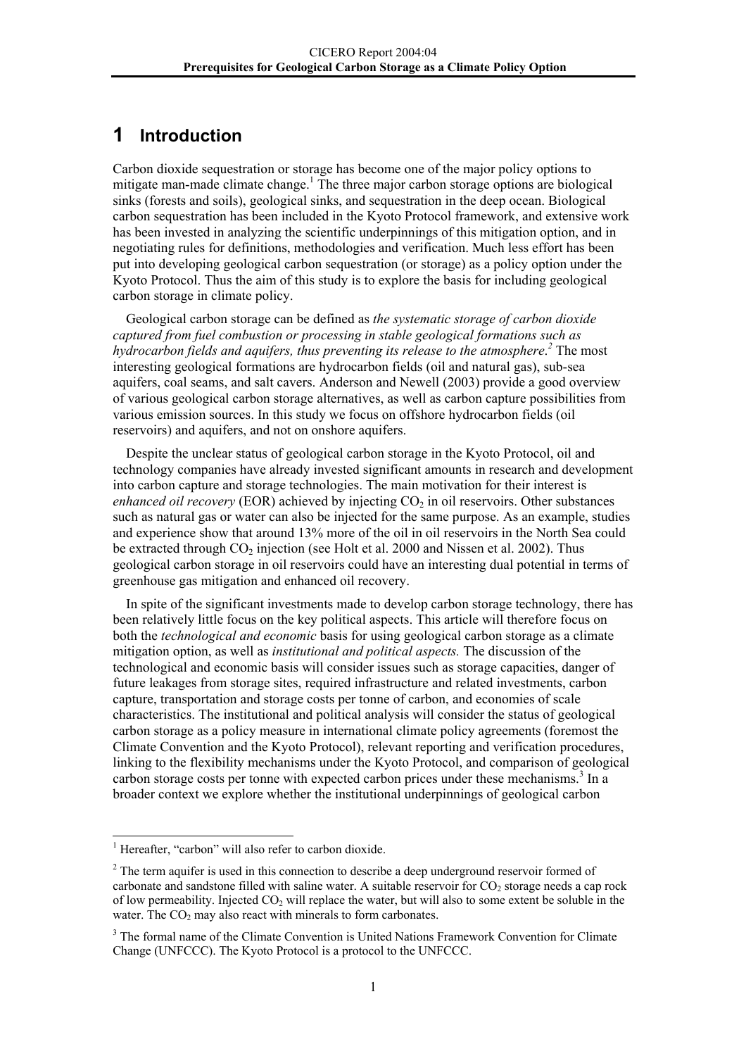# 1 Introduction

Carbon dioxide sequestration or storage has become one of the major policy options to mitigate man-made climate change.[1] The three major carbon storage options are biological sinks (forests and soils), geological sinks, and sequestration in the deep ocean. Biological carbon sequestration has been included in the Kyoto Protocol framework, and extensive work has been invested in analyzing the scientific underpinnings of this mitigation option, and in negotiating rules for definitions, methodologies and verification. Much less effort has been put into developing geological carbon sequestration (or storage) as a policy option under the Kyoto Protocol. Thus the aim of this study is to explore the basis for including geological carbon storage in climate policy.

Geological carbon storage can be defined as *the systematic storage of carbon dioxide captured from fuel combustion or processing in stable geological formations such as hydrocarbon fields and aquifers, thus preventing its release to the atmosphere*.[2] The most interesting geological formations are hydrocarbon fields (oil and natural gas), sub-sea aquifers, coal seams, and salt cavers. Anderson and Newell (2003) provide a good overview of various geological carbon storage alternatives, as well as carbon capture possibilities from various emission sources. In this study we focus on offshore hydrocarbon fields (oil reservoirs) and aquifers, and not on onshore aquifers.

Despite the unclear status of geological carbon storage in the Kyoto Protocol, oil and technology companies have already invested significant amounts in research and development into carbon capture and storage technologies. The main motivation for their interest is *enhanced oil recovery* (EOR) achieved by injecting $CO_2$ in oil reservoirs. Other substances such as natural gas or water can also be injected for the same purpose. As an example, studies and experience show that around 13% more of the oil in oil reservoirs in the North Sea could be extracted through $CO_2$ injection (see Holt et al. 2000 and Nissen et al. 2002). Thus geological carbon storage in oil reservoirs could have an interesting dual potential in terms of greenhouse gas mitigation and enhanced oil recovery.

In spite of the significant investments made to develop carbon storage technology, there has been relatively little focus on the key political aspects. This article will therefore focus on both the *technological and economic* basis for using geological carbon storage as a climate mitigation option, as well as *institutional and political aspects.* The discussion of the technological and economic basis will consider issues such as storage capacities, danger of future leakages from storage sites, required infrastructure and related investments, carbon capture, transportation and storage costs per tonne of carbon, and economies of scale characteristics. The institutional and political analysis will consider the status of geological carbon storage as a policy measure in international climate policy agreements (foremost the Climate Convention and the Kyoto Protocol), relevant reporting and verification procedures, linking to the flexibility mechanisms under the Kyoto Protocol, and comparison of geological carbon storage costs per tonne with expected carbon prices under these mechanisms.[3] In a broader context we explore whether the institutional underpinnings of geological carbon

---

[1] Hereafter, "carbon" will also refer to carbon dioxide.

[2] The term aquifer is used in this connection to describe a deep underground reservoir formed of carbonate and sandstone filled with saline water. A suitable reservoir for $CO_2$ storage needs a cap rock of low permeability. Injected $CO_2$ will replace the water, but will also to some extent be soluble in the water. The $CO_2$ may also react with minerals to form carbonates.

[3] The formal name of the Climate Convention is United Nations Framework Convention for Climate Change (UNFCCC). The Kyoto Protocol is a protocol to the UNFCCC.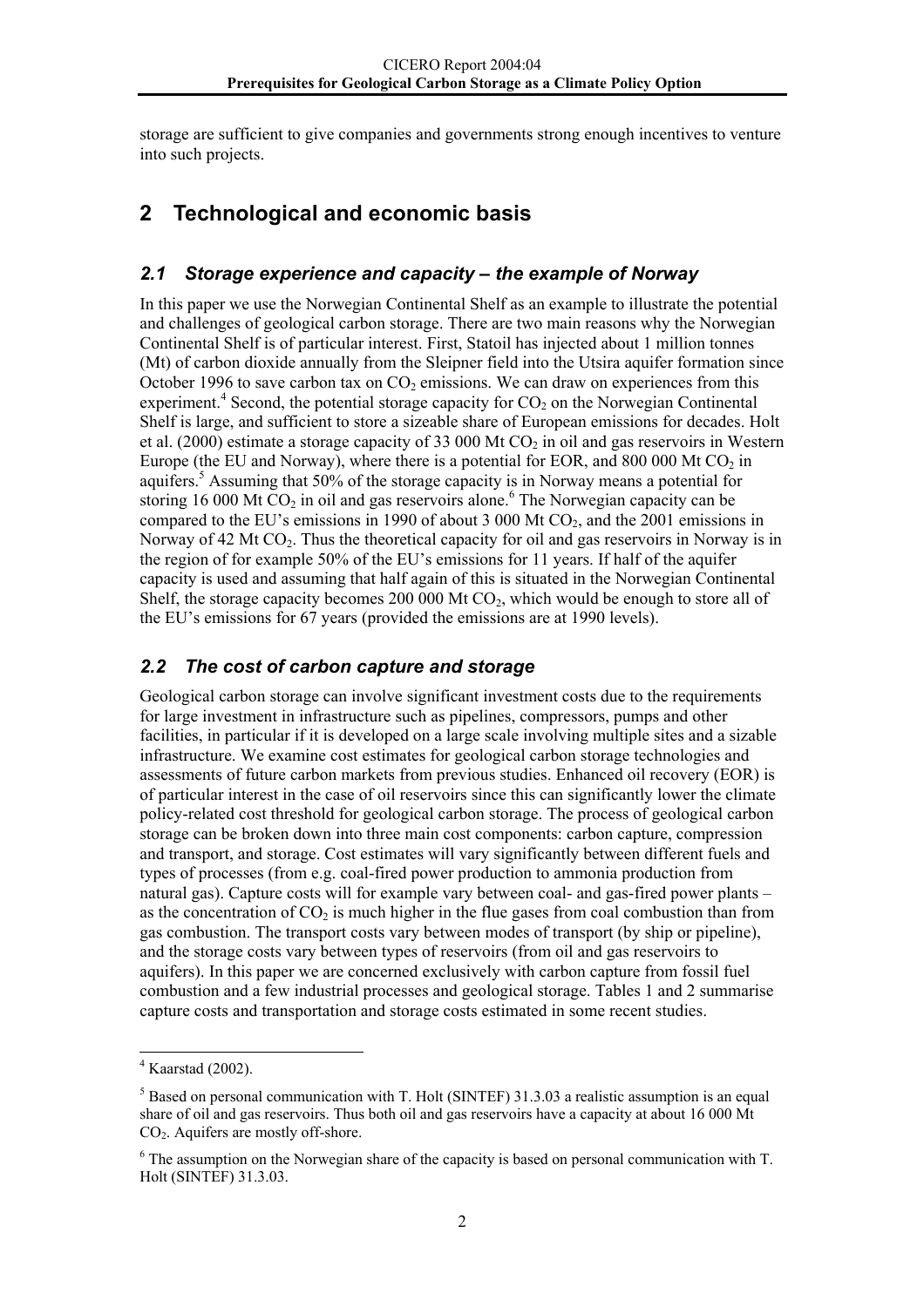storage are sufficient to give companies and governments strong enough incentives to venture into such projects.

## 2 Technological and economic basis

### *2.1 Storage experience and capacity – the example of Norway*

In this paper we use the Norwegian Continental Shelf as an example to illustrate the potential and challenges of geological carbon storage. There are two main reasons why the Norwegian Continental Shelf is of particular interest. First, Statoil has injected about 1 million tonnes (Mt) of carbon dioxide annually from the Sleipner field into the Utsira aquifer formation since October 1996 to save carbon tax on $CO_2$ emissions. We can draw on experiences from this experiment.[4] Second, the potential storage capacity for $CO_2$ on the Norwegian Continental Shelf is large, and sufficient to store a sizeable share of European emissions for decades. Holt et al. (2000) estimate a storage capacity of 33 000 Mt $CO_2$ in oil and gas reservoirs in Western Europe (the EU and Norway), where there is a potential for EOR, and 800 000 Mt $CO_2$ in aquifers.[5] Assuming that 50% of the storage capacity is in Norway means a potential for storing 16 000 Mt $CO_2$ in oil and gas reservoirs alone.[6] The Norwegian capacity can be compared to the EU's emissions in 1990 of about 3 000 Mt $CO_2$, and the 2001 emissions in Norway of 42 Mt $CO_2$. Thus the theoretical capacity for oil and gas reservoirs in Norway is in the region of for example 50% of the EU's emissions for 11 years. If half of the aquifer capacity is used and assuming that half again of this is situated in the Norwegian Continental Shelf, the storage capacity becomes 200 000 Mt $CO_2$, which would be enough to store all of the EU's emissions for 67 years (provided the emissions are at 1990 levels).

### *2.2 The cost of carbon capture and storage*

Geological carbon storage can involve significant investment costs due to the requirements for large investment in infrastructure such as pipelines, compressors, pumps and other facilities, in particular if it is developed on a large scale involving multiple sites and a sizable infrastructure. We examine cost estimates for geological carbon storage technologies and assessments of future carbon markets from previous studies. Enhanced oil recovery (EOR) is of particular interest in the case of oil reservoirs since this can significantly lower the climate policy-related cost threshold for geological carbon storage. The process of geological carbon storage can be broken down into three main cost components: carbon capture, compression and transport, and storage. Cost estimates will vary significantly between different fuels and types of processes (from e.g. coal-fired power production to ammonia production from natural gas). Capture costs will for example vary between coal- and gas-fired power plants – as the concentration of $CO_2$ is much higher in the flue gases from coal combustion than from gas combustion. The transport costs vary between modes of transport (by ship or pipeline), and the storage costs vary between types of reservoirs (from oil and gas reservoirs to aquifers). In this paper we are concerned exclusively with carbon capture from fossil fuel combustion and a few industrial processes and geological storage. Tables 1 and 2 summarise capture costs and transportation and storage costs estimated in some recent studies.

---

[4] Kaarstad (2002).

[5] Based on personal communication with T. Holt (SINTEF) 31.3.03 a realistic assumption is an equal share of oil and gas reservoirs. Thus both oil and gas reservoirs have a capacity at about 16 000 Mt $CO_2$. Aquifers are mostly off-shore.

[6] The assumption on the Norwegian share of the capacity is based on personal communication with T. Holt (SINTEF) 31.3.03.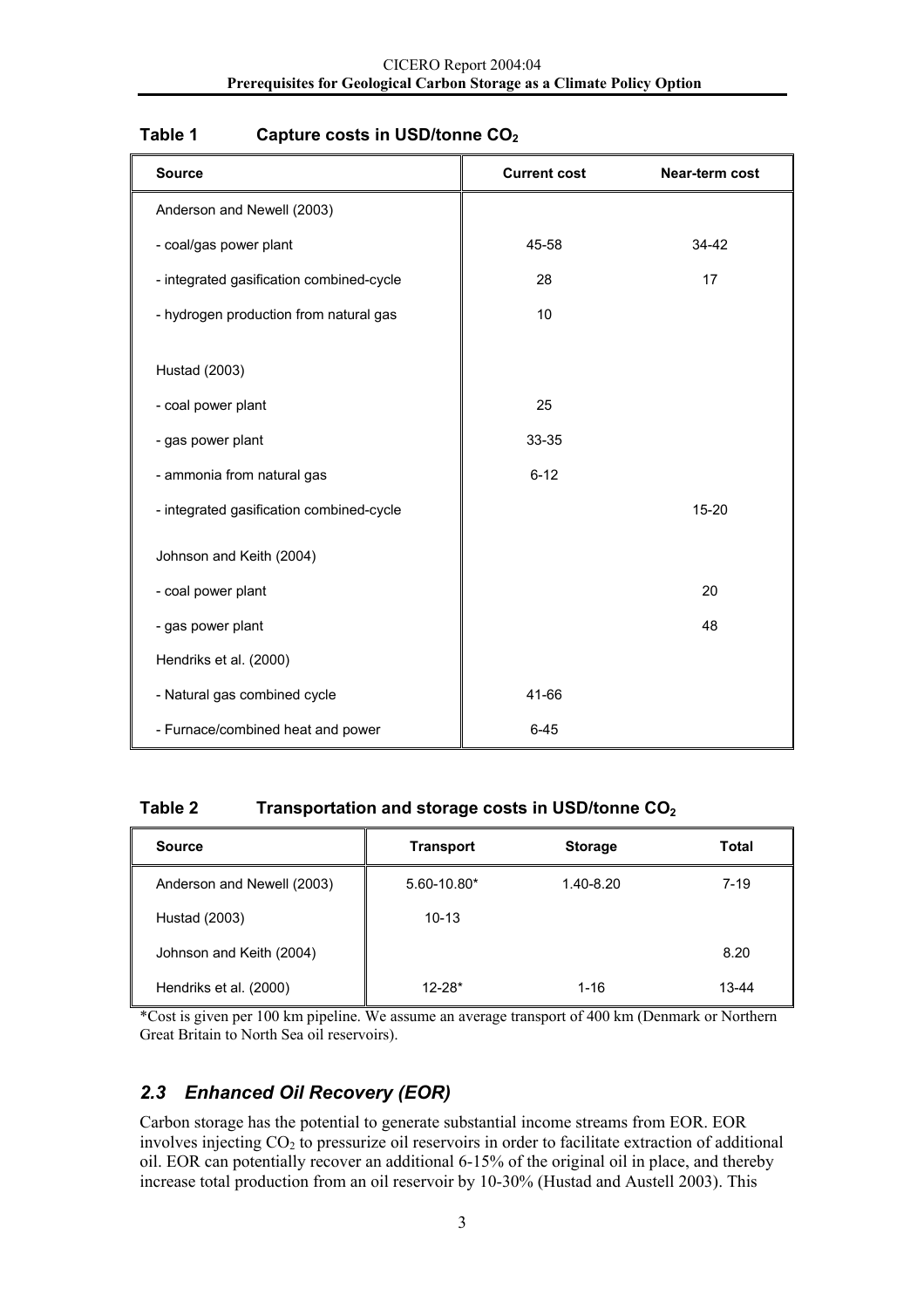**Table 1 Capture costs in USD/tonne $CO_2$**

| Source | Current cost | Near-term cost |
|---|---|---|
| Anderson and Newell (2003) | | |
| - coal/gas power plant | 45-58 | 34-42 |
| - integrated gasification combined-cycle | 28 | 17 |
| - hydrogen production from natural gas | 10 | |
| Hustad (2003) | | |
| - coal power plant | 25 | |
| - gas power plant | 33-35 | |
| - ammonia from natural gas | 6-12 | |
| - integrated gasification combined-cycle | | 15-20 |
| Johnson and Keith (2004) | | |
| - coal power plant | | 20 |
| - gas power plant | | 48 |
| Hendriks et al. (2000) | | |
| - Natural gas combined cycle | 41-66 | |
| - Furnace/combined heat and power | 6-45 | |

**Table 2 Transportation and storage costs in USD/tonne $CO_2$**

| Source | Transport | Storage | Total |
|---|---|---|---|
| Anderson and Newell (2003) | 5.60-10.80* | 1.40-8.20 | 7-19 |
| Hustad (2003) | 10-13 | | |
| Johnson and Keith (2004) | | | 8.20 |
| Hendriks et al. (2000) | 12-28* | 1-16 | 13-44 |

*Cost is given per 100 km pipeline. We assume an average transport of 400 km (Denmark or Northern Great Britain to North Sea oil reservoirs).

## *2.3 Enhanced Oil Recovery (EOR)*

Carbon storage has the potential to generate substantial income streams from EOR. EOR involves injecting $CO_2$ to pressurize oil reservoirs in order to facilitate extraction of additional oil. EOR can potentially recover an additional 6-15% of the original oil in place, and thereby increase total production from an oil reservoir by 10-30% (Hustad and Austell 2003). This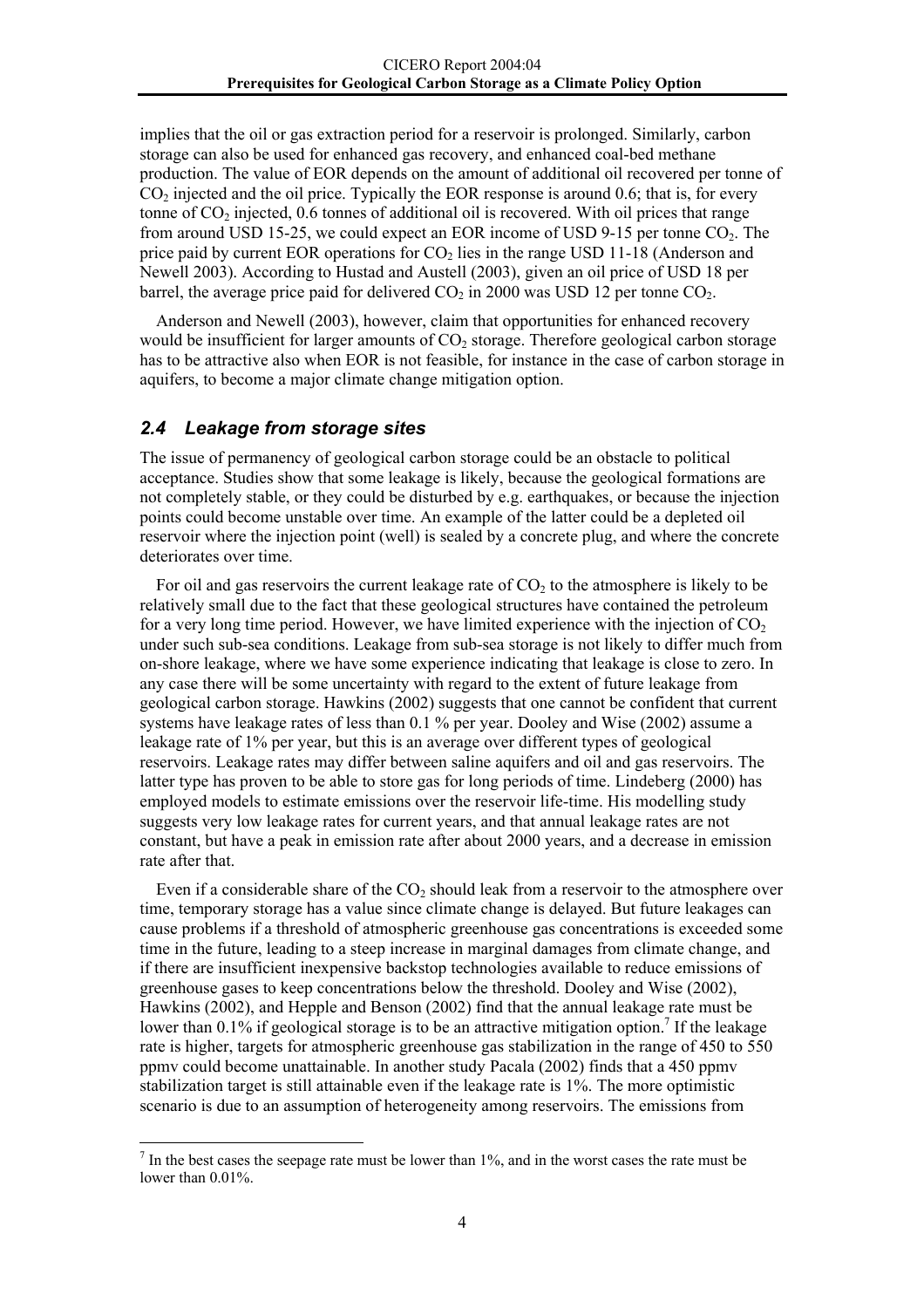implies that the oil or gas extraction period for a reservoir is prolonged. Similarly, carbon storage can also be used for enhanced gas recovery, and enhanced coal-bed methane production. The value of EOR depends on the amount of additional oil recovered per tonne of $CO_2$ injected and the oil price. Typically the EOR response is around 0.6; that is, for every tonne of $CO_2$ injected, 0.6 tonnes of additional oil is recovered. With oil prices that range from around USD 15-25, we could expect an EOR income of USD 9-15 per tonne $CO_2$. The price paid by current EOR operations for $CO_2$ lies in the range USD 11-18 (Anderson and Newell 2003). According to Hustad and Austell (2003), given an oil price of USD 18 per barrel, the average price paid for delivered $CO_2$ in 2000 was USD 12 per tonne $CO_2$.

Anderson and Newell (2003), however, claim that opportunities for enhanced recovery would be insufficient for larger amounts of $CO_2$ storage. Therefore geological carbon storage has to be attractive also when EOR is not feasible, for instance in the case of carbon storage in aquifers, to become a major climate change mitigation option.

## 2.4 Leakage from storage sites

The issue of permanency of geological carbon storage could be an obstacle to political acceptance. Studies show that some leakage is likely, because the geological formations are not completely stable, or they could be disturbed by e.g. earthquakes, or because the injection points could become unstable over time. An example of the latter could be a depleted oil reservoir where the injection point (well) is sealed by a concrete plug, and where the concrete deteriorates over time.

For oil and gas reservoirs the current leakage rate of $CO_2$ to the atmosphere is likely to be relatively small due to the fact that these geological structures have contained the petroleum for a very long time period. However, we have limited experience with the injection of $CO_2$ under such sub-sea conditions. Leakage from sub-sea storage is not likely to differ much from on-shore leakage, where we have some experience indicating that leakage is close to zero. In any case there will be some uncertainty with regard to the extent of future leakage from geological carbon storage. Hawkins (2002) suggests that one cannot be confident that current systems have leakage rates of less than 0.1 % per year. Dooley and Wise (2002) assume a leakage rate of 1% per year, but this is an average over different types of geological reservoirs. Leakage rates may differ between saline aquifers and oil and gas reservoirs. The latter type has proven to be able to store gas for long periods of time. Lindeberg (2000) has employed models to estimate emissions over the reservoir life-time. His modelling study suggests very low leakage rates for current years, and that annual leakage rates are not constant, but have a peak in emission rate after about 2000 years, and a decrease in emission rate after that.

Even if a considerable share of the $CO_2$ should leak from a reservoir to the atmosphere over time, temporary storage has a value since climate change is delayed. But future leakages can cause problems if a threshold of atmospheric greenhouse gas concentrations is exceeded some time in the future, leading to a steep increase in marginal damages from climate change, and if there are insufficient inexpensive backstop technologies available to reduce emissions of greenhouse gases to keep concentrations below the threshold. Dooley and Wise (2002), Hawkins (2002), and Hepple and Benson (2002) find that the annual leakage rate must be lower than 0.1% if geological storage is to be an attractive mitigation option.[7] If the leakage rate is higher, targets for atmospheric greenhouse gas stabilization in the range of 450 to 550 ppmv could become unattainable. In another study Pacala (2002) finds that a 450 ppmv stabilization target is still attainable even if the leakage rate is 1%. The more optimistic scenario is due to an assumption of heterogeneity among reservoirs. The emissions from

[7] In the best cases the seepage rate must be lower than 1%, and in the worst cases the rate must be lower than 0.01%.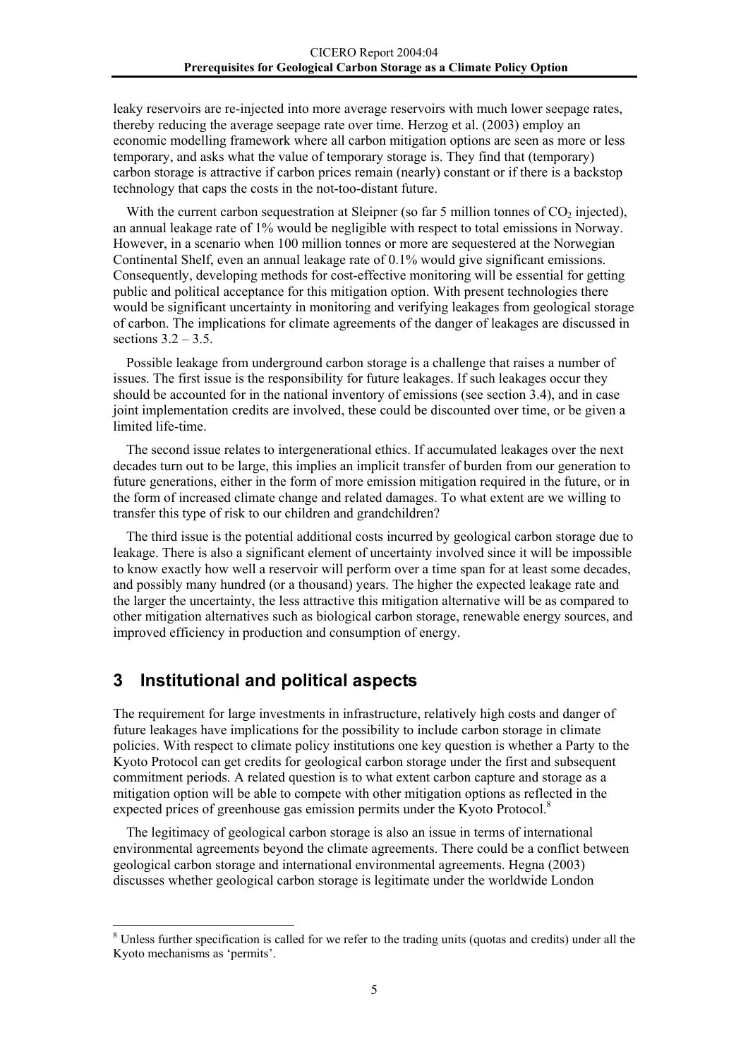leaky reservoirs are re-injected into more average reservoirs with much lower seepage rates, thereby reducing the average seepage rate over time. Herzog et al. (2003) employ an economic modelling framework where all carbon mitigation options are seen as more or less temporary, and asks what the value of temporary storage is. They find that (temporary) carbon storage is attractive if carbon prices remain (nearly) constant or if there is a backstop technology that caps the costs in the not-too-distant future.

With the current carbon sequestration at Sleipner (so far 5 million tonnes of $CO_2$ injected), an annual leakage rate of 1% would be negligible with respect to total emissions in Norway. However, in a scenario when 100 million tonnes or more are sequestered at the Norwegian Continental Shelf, even an annual leakage rate of 0.1% would give significant emissions. Consequently, developing methods for cost-effective monitoring will be essential for getting public and political acceptance for this mitigation option. With present technologies there would be significant uncertainty in monitoring and verifying leakages from geological storage of carbon. The implications for climate agreements of the danger of leakages are discussed in sections 3.2 – 3.5.

Possible leakage from underground carbon storage is a challenge that raises a number of issues. The first issue is the responsibility for future leakages. If such leakages occur they should be accounted for in the national inventory of emissions (see section 3.4), and in case joint implementation credits are involved, these could be discounted over time, or be given a limited life-time.

The second issue relates to intergenerational ethics. If accumulated leakages over the next decades turn out to be large, this implies an implicit transfer of burden from our generation to future generations, either in the form of more emission mitigation required in the future, or in the form of increased climate change and related damages. To what extent are we willing to transfer this type of risk to our children and grandchildren?

The third issue is the potential additional costs incurred by geological carbon storage due to leakage. There is also a significant element of uncertainty involved since it will be impossible to know exactly how well a reservoir will perform over a time span for at least some decades, and possibly many hundred (or a thousand) years. The higher the expected leakage rate and the larger the uncertainty, the less attractive this mitigation alternative will be as compared to other mitigation alternatives such as biological carbon storage, renewable energy sources, and improved efficiency in production and consumption of energy.

# 3 Institutional and political aspects

The requirement for large investments in infrastructure, relatively high costs and danger of future leakages have implications for the possibility to include carbon storage in climate policies. With respect to climate policy institutions one key question is whether a Party to the Kyoto Protocol can get credits for geological carbon storage under the first and subsequent commitment periods. A related question is to what extent carbon capture and storage as a mitigation option will be able to compete with other mitigation options as reflected in the expected prices of greenhouse gas emission permits under the Kyoto Protocol.[8]

The legitimacy of geological carbon storage is also an issue in terms of international environmental agreements beyond the climate agreements. There could be a conflict between geological carbon storage and international environmental agreements. Hegna (2003) discusses whether geological carbon storage is legitimate under the worldwide London

[8] Unless further specification is called for we refer to the trading units (quotas and credits) under all the Kyoto mechanisms as 'permits'.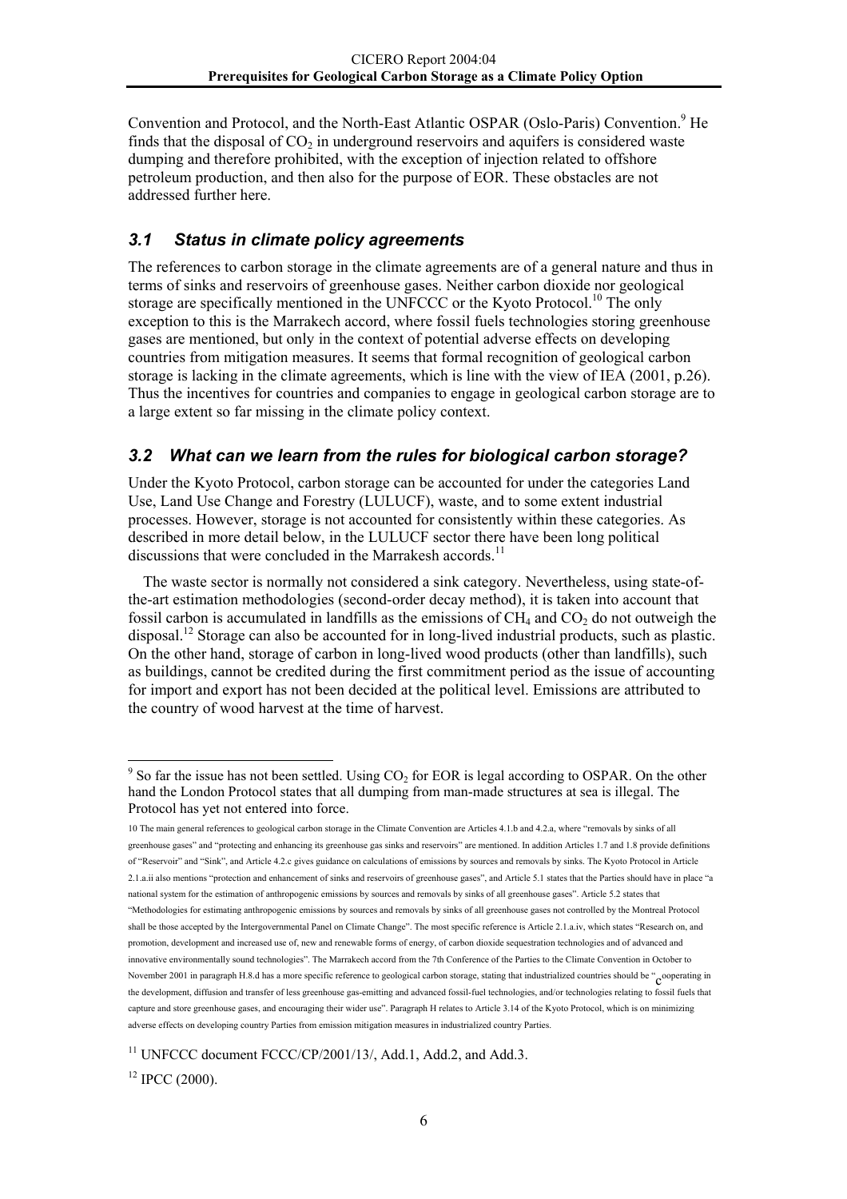Convention and Protocol, and the North-East Atlantic OSPAR (Oslo-Paris) Convention.[9] He finds that the disposal of $CO_2$ in underground reservoirs and aquifers is considered waste dumping and therefore prohibited, with the exception of injection related to offshore petroleum production, and then also for the purpose of EOR. These obstacles are not addressed further here.

## 3.1 Status in climate policy agreements

The references to carbon storage in the climate agreements are of a general nature and thus in terms of sinks and reservoirs of greenhouse gases. Neither carbon dioxide nor geological storage are specifically mentioned in the UNFCCC or the Kyoto Protocol.[10] The only exception to this is the Marrakech accord, where fossil fuels technologies storing greenhouse gases are mentioned, but only in the context of potential adverse effects on developing countries from mitigation measures. It seems that formal recognition of geological carbon storage is lacking in the climate agreements, which is line with the view of IEA (2001, p.26). Thus the incentives for countries and companies to engage in geological carbon storage are to a large extent so far missing in the climate policy context.

## 3.2 What can we learn from the rules for biological carbon storage?

Under the Kyoto Protocol, carbon storage can be accounted for under the categories Land Use, Land Use Change and Forestry (LULUCF), waste, and to some extent industrial processes. However, storage is not accounted for consistently within these categories. As described in more detail below, in the LULUCF sector there have been long political discussions that were concluded in the Marrakesh accords.[11]

The waste sector is normally not considered a sink category. Nevertheless, using state-of-the-art estimation methodologies (second-order decay method), it is taken into account that fossil carbon is accumulated in landfills as the emissions of $CH_4$ and $CO_2$ do not outweigh the disposal.[12] Storage can also be accounted for in long-lived industrial products, such as plastic. On the other hand, storage of carbon in long-lived wood products (other than landfills), such as buildings, cannot be credited during the first commitment period as the issue of accounting for import and export has not been decided at the political level. Emissions are attributed to the country of wood harvest at the time of harvest.

---

[9] So far the issue has not been settled. Using $CO_2$ for EOR is legal according to OSPAR. On the other hand the London Protocol states that all dumping from man-made structures at sea is illegal. The Protocol has yet not entered into force.

[10] The main general references to geological carbon storage in the Climate Convention are Articles 4.1.b and 4.2.a, where "removals by sinks of all greenhouse gases" and "protecting and enhancing its greenhouse gas sinks and reservoirs" are mentioned. In addition Articles 1.7 and 1.8 provide definitions of "Reservoir" and "Sink", and Article 4.2.c gives guidance on calculations of emissions by sources and removals by sinks. The Kyoto Protocol in Article 2.1.a.ii also mentions "protection and enhancement of sinks and reservoirs of greenhouse gases", and Article 5.1 states that the Parties should have in place "a national system for the estimation of anthropogenic emissions by sources and removals by sinks of all greenhouse gases". Article 5.2 states that "Methodologies for estimating anthropogenic emissions by sources and removals by sinks of all greenhouse gases not controlled by the Montreal Protocol shall be those accepted by the Intergovernmental Panel on Climate Change". The most specific reference is Article 2.1.a.iv, which states "Research on, and promotion, development and increased use of, new and renewable forms of energy, of carbon dioxide sequestration technologies and of advanced and innovative environmentally sound technologies". The Marrakech accord from the 7th Conference of the Parties to the Climate Convention in October to November 2001 in paragraph H.8.d has a more specific reference to geological carbon storage, stating that industrialized countries should be "cooperating in the development, diffusion and transfer of less greenhouse gas-emitting and advanced fossil-fuel technologies, and/or technologies relating to fossil fuels that capture and store greenhouse gases, and encouraging their wider use". Paragraph H relates to Article 3.14 of the Kyoto Protocol, which is on minimizing adverse effects on developing country Parties from emission mitigation measures in industrialized country Parties.

[11] UNFCCC document FCCC/CP/2001/13/, Add.1, Add.2, and Add.3.

[12] IPCC (2000).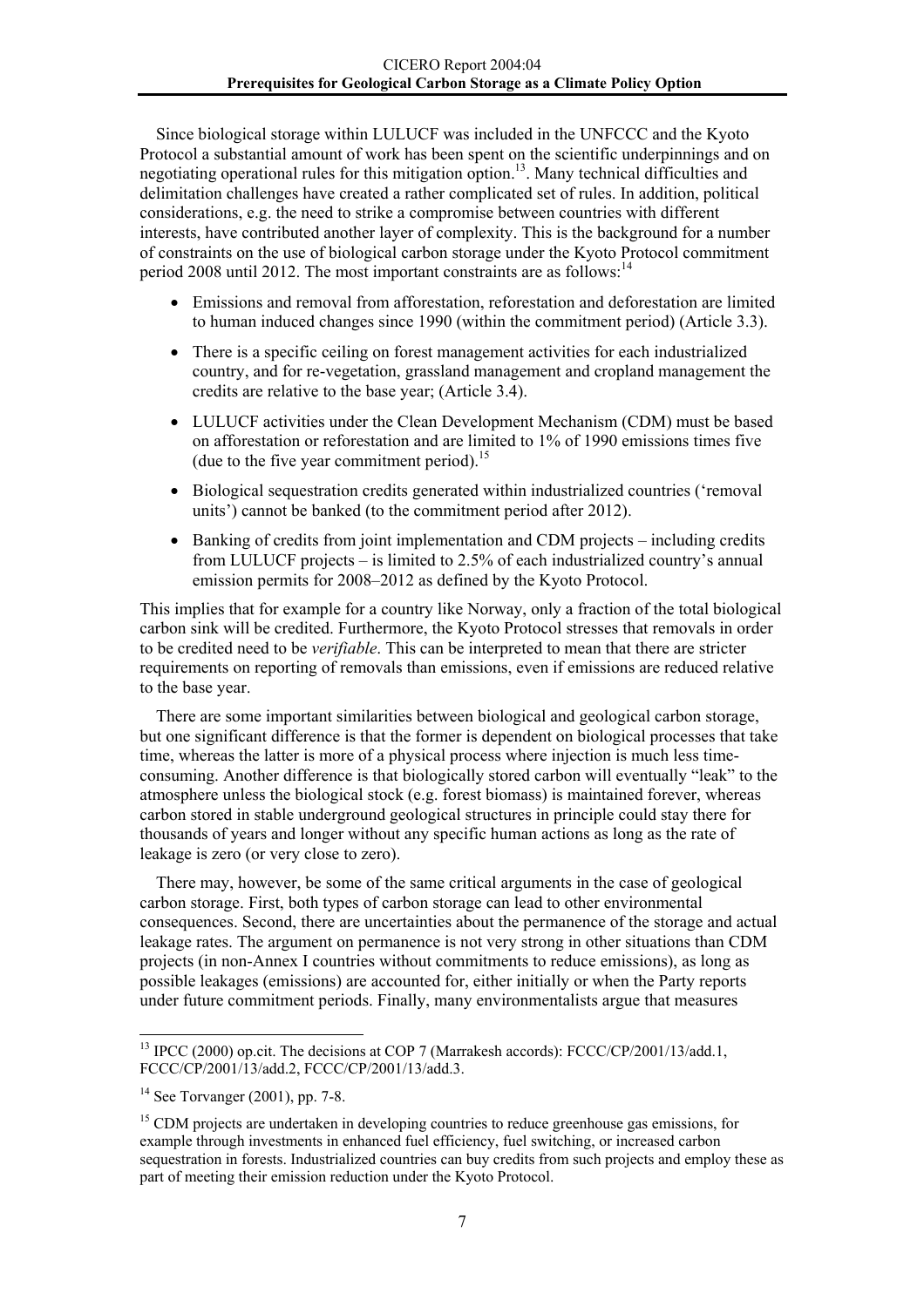Since biological storage within LULUCF was included in the UNFCCC and the Kyoto Protocol a substantial amount of work has been spent on the scientific underpinnings and on negotiating operational rules for this mitigation option.[13]. Many technical difficulties and delimitation challenges have created a rather complicated set of rules. In addition, political considerations, e.g. the need to strike a compromise between countries with different interests, have contributed another layer of complexity. This is the background for a number of constraints on the use of biological carbon storage under the Kyoto Protocol commitment period 2008 until 2012. The most important constraints are as follows:[14]

- Emissions and removal from afforestation, reforestation and deforestation are limited to human induced changes since 1990 (within the commitment period) (Article 3.3).
- There is a specific ceiling on forest management activities for each industrialized country, and for re-vegetation, grassland management and cropland management the credits are relative to the base year; (Article 3.4).
- LULUCF activities under the Clean Development Mechanism (CDM) must be based on afforestation or reforestation and are limited to 1% of 1990 emissions times five (due to the five year commitment period).[15]
- Biological sequestration credits generated within industrialized countries ('removal units') cannot be banked (to the commitment period after 2012).
- Banking of credits from joint implementation and CDM projects – including credits from LULUCF projects – is limited to 2.5% of each industrialized country's annual emission permits for 2008–2012 as defined by the Kyoto Protocol.

This implies that for example for a country like Norway, only a fraction of the total biological carbon sink will be credited. Furthermore, the Kyoto Protocol stresses that removals in order to be credited need to be *verifiable*. This can be interpreted to mean that there are stricter requirements on reporting of removals than emissions, even if emissions are reduced relative to the base year.

There are some important similarities between biological and geological carbon storage, but one significant difference is that the former is dependent on biological processes that take time, whereas the latter is more of a physical process where injection is much less time-consuming. Another difference is that biologically stored carbon will eventually "leak" to the atmosphere unless the biological stock (e.g. forest biomass) is maintained forever, whereas carbon stored in stable underground geological structures in principle could stay there for thousands of years and longer without any specific human actions as long as the rate of leakage is zero (or very close to zero).

There may, however, be some of the same critical arguments in the case of geological carbon storage. First, both types of carbon storage can lead to other environmental consequences. Second, there are uncertainties about the permanence of the storage and actual leakage rates. The argument on permanence is not very strong in other situations than CDM projects (in non-Annex I countries without commitments to reduce emissions), as long as possible leakages (emissions) are accounted for, either initially or when the Party reports under future commitment periods. Finally, many environmentalists argue that measures

---

[13] IPCC (2000) op.cit. The decisions at COP 7 (Marrakesh accords): FCCC/CP/2001/13/add.1, FCCC/CP/2001/13/add.2, FCCC/CP/2001/13/add.3.

[14] See Torvanger (2001), pp. 7-8.

[15] CDM projects are undertaken in developing countries to reduce greenhouse gas emissions, for example through investments in enhanced fuel efficiency, fuel switching, or increased carbon sequestration in forests. Industrialized countries can buy credits from such projects and employ these as part of meeting their emission reduction under the Kyoto Protocol.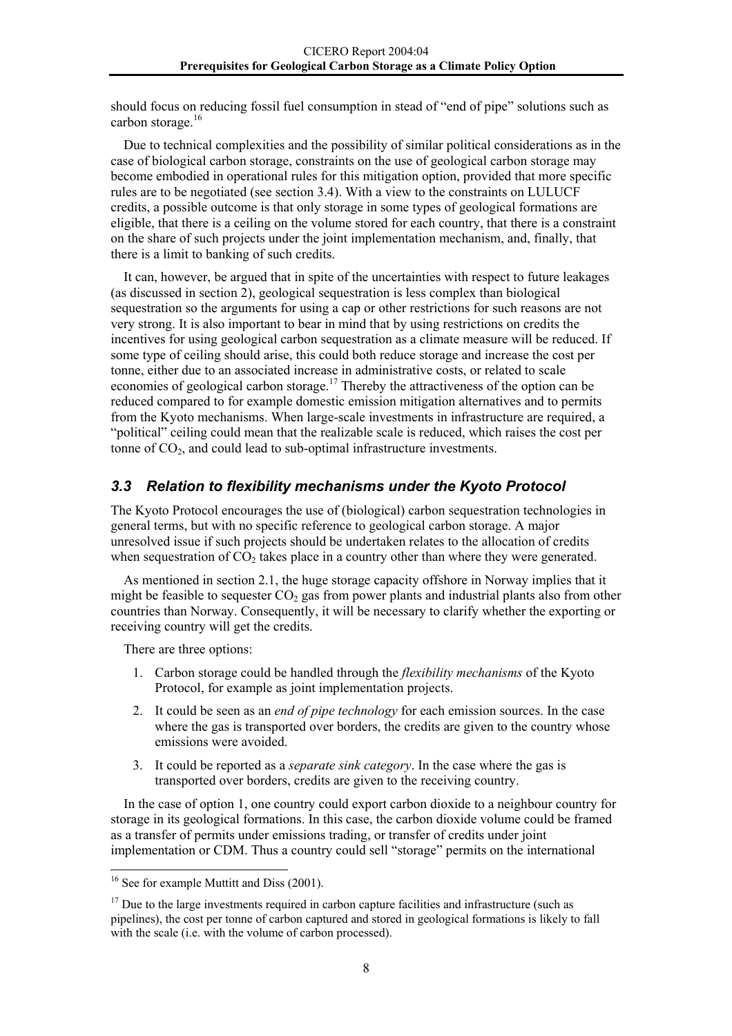should focus on reducing fossil fuel consumption in stead of "end of pipe" solutions such as carbon storage.[16]

Due to technical complexities and the possibility of similar political considerations as in the case of biological carbon storage, constraints on the use of geological carbon storage may become embodied in operational rules for this mitigation option, provided that more specific rules are to be negotiated (see section 3.4). With a view to the constraints on LULUCF credits, a possible outcome is that only storage in some types of geological formations are eligible, that there is a ceiling on the volume stored for each country, that there is a constraint on the share of such projects under the joint implementation mechanism, and, finally, that there is a limit to banking of such credits.

It can, however, be argued that in spite of the uncertainties with respect to future leakages (as discussed in section 2), geological sequestration is less complex than biological sequestration so the arguments for using a cap or other restrictions for such reasons are not very strong. It is also important to bear in mind that by using restrictions on credits the incentives for using geological carbon sequestration as a climate measure will be reduced. If some type of ceiling should arise, this could both reduce storage and increase the cost per tonne, either due to an associated increase in administrative costs, or related to scale economies of geological carbon storage.[17] Thereby the attractiveness of the option can be reduced compared to for example domestic emission mitigation alternatives and to permits from the Kyoto mechanisms. When large-scale investments in infrastructure are required, a "political" ceiling could mean that the realizable scale is reduced, which raises the cost per tonne of $CO_2$, and could lead to sub-optimal infrastructure investments.

## *3.3 Relation to flexibility mechanisms under the Kyoto Protocol*

The Kyoto Protocol encourages the use of (biological) carbon sequestration technologies in general terms, but with no specific reference to geological carbon storage. A major unresolved issue if such projects should be undertaken relates to the allocation of credits when sequestration of $CO_2$ takes place in a country other than where they were generated.

As mentioned in section 2.1, the huge storage capacity offshore in Norway implies that it might be feasible to sequester $CO_2$ gas from power plants and industrial plants also from other countries than Norway. Consequently, it will be necessary to clarify whether the exporting or receiving country will get the credits.

There are three options:

1. Carbon storage could be handled through the *flexibility mechanisms* of the Kyoto Protocol, for example as joint implementation projects.
2. It could be seen as an *end of pipe technology* for each emission sources. In the case where the gas is transported over borders, the credits are given to the country whose emissions were avoided.
3. It could be reported as a *separate sink category*. In the case where the gas is transported over borders, credits are given to the receiving country.

In the case of option 1, one country could export carbon dioxide to a neighbour country for storage in its geological formations. In this case, the carbon dioxide volume could be framed as a transfer of permits under emissions trading, or transfer of credits under joint implementation or CDM. Thus a country could sell "storage" permits on the international

[16] See for example Muttitt and Diss (2001).

[17] Due to the large investments required in carbon capture facilities and infrastructure (such as pipelines), the cost per tonne of carbon captured and stored in geological formations is likely to fall with the scale (i.e. with the volume of carbon processed).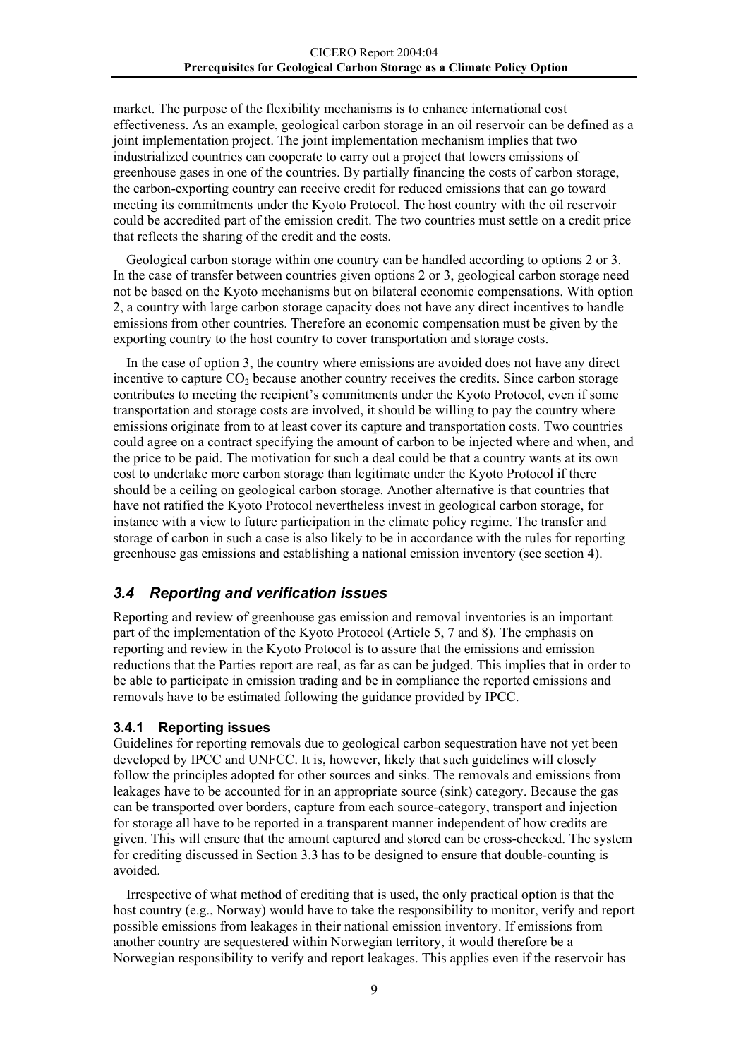market. The purpose of the flexibility mechanisms is to enhance international cost effectiveness. As an example, geological carbon storage in an oil reservoir can be defined as a joint implementation project. The joint implementation mechanism implies that two industrialized countries can cooperate to carry out a project that lowers emissions of greenhouse gases in one of the countries. By partially financing the costs of carbon storage, the carbon-exporting country can receive credit for reduced emissions that can go toward meeting its commitments under the Kyoto Protocol. The host country with the oil reservoir could be accredited part of the emission credit. The two countries must settle on a credit price that reflects the sharing of the credit and the costs.

Geological carbon storage within one country can be handled according to options 2 or 3. In the case of transfer between countries given options 2 or 3, geological carbon storage need not be based on the Kyoto mechanisms but on bilateral economic compensations. With option 2, a country with large carbon storage capacity does not have any direct incentives to handle emissions from other countries. Therefore an economic compensation must be given by the exporting country to the host country to cover transportation and storage costs.

In the case of option 3, the country where emissions are avoided does not have any direct incentive to capture $CO_2$ because another country receives the credits. Since carbon storage contributes to meeting the recipient's commitments under the Kyoto Protocol, even if some transportation and storage costs are involved, it should be willing to pay the country where emissions originate from to at least cover its capture and transportation costs. Two countries could agree on a contract specifying the amount of carbon to be injected where and when, and the price to be paid. The motivation for such a deal could be that a country wants at its own cost to undertake more carbon storage than legitimate under the Kyoto Protocol if there should be a ceiling on geological carbon storage. Another alternative is that countries that have not ratified the Kyoto Protocol nevertheless invest in geological carbon storage, for instance with a view to future participation in the climate policy regime. The transfer and storage of carbon in such a case is also likely to be in accordance with the rules for reporting greenhouse gas emissions and establishing a national emission inventory (see section 4).

## *3.4 Reporting and verification issues*

Reporting and review of greenhouse gas emission and removal inventories is an important part of the implementation of the Kyoto Protocol (Article 5, 7 and 8). The emphasis on reporting and review in the Kyoto Protocol is to assure that the emissions and emission reductions that the Parties report are real, as far as can be judged. This implies that in order to be able to participate in emission trading and be in compliance the reported emissions and removals have to be estimated following the guidance provided by IPCC.

### 3.4.1 Reporting issues

Guidelines for reporting removals due to geological carbon sequestration have not yet been developed by IPCC and UNFCC. It is, however, likely that such guidelines will closely follow the principles adopted for other sources and sinks. The removals and emissions from leakages have to be accounted for in an appropriate source (sink) category. Because the gas can be transported over borders, capture from each source-category, transport and injection for storage all have to be reported in a transparent manner independent of how credits are given. This will ensure that the amount captured and stored can be cross-checked. The system for crediting discussed in Section 3.3 has to be designed to ensure that double-counting is avoided.

Irrespective of what method of crediting that is used, the only practical option is that the host country (e.g., Norway) would have to take the responsibility to monitor, verify and report possible emissions from leakages in their national emission inventory. If emissions from another country are sequestered within Norwegian territory, it would therefore be a Norwegian responsibility to verify and report leakages. This applies even if the reservoir has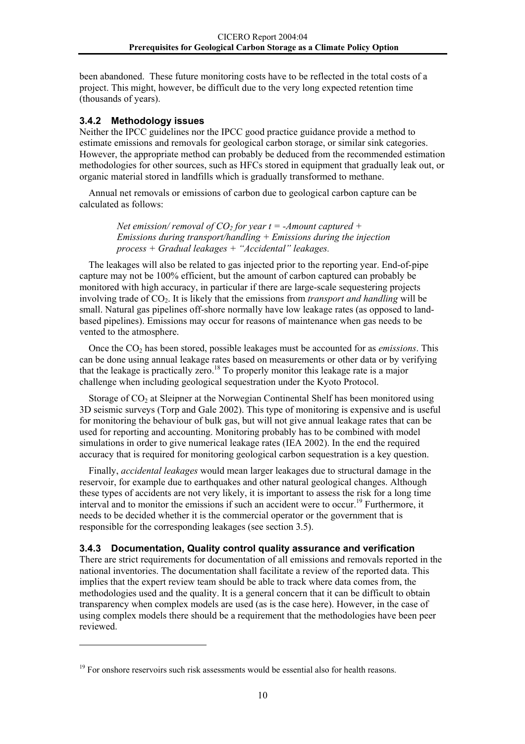been abandoned. These future monitoring costs have to be reflected in the total costs of a project. This might, however, be difficult due to the very long expected retention time (thousands of years).

### 3.4.2 Methodology issues

Neither the IPCC guidelines nor the IPCC good practice guidance provide a method to estimate emissions and removals for geological carbon storage, or similar sink categories. However, the appropriate method can probably be deduced from the recommended estimation methodologies for other sources, such as HFCs stored in equipment that gradually leak out, or organic material stored in landfills which is gradually transformed to methane.

Annual net removals or emissions of carbon due to geological carbon capture can be calculated as follows:

> *Net emission/ removal of $CO_2$ for year t = -Amount captured + Emissions during transport/handling + Emissions during the injection process + Gradual leakages + "Accidental" leakages.*

The leakages will also be related to gas injected prior to the reporting year. End-of-pipe capture may not be 100% efficient, but the amount of carbon captured can probably be monitored with high accuracy, in particular if there are large-scale sequestering projects involving trade of $CO_2$. It is likely that the emissions from *transport and handling* will be small. Natural gas pipelines off-shore normally have low leakage rates (as opposed to land-based pipelines). Emissions may occur for reasons of maintenance when gas needs to be vented to the atmosphere.

Once the $CO_2$ has been stored, possible leakages must be accounted for as *emissions*. This can be done using annual leakage rates based on measurements or other data or by verifying that the leakage is practically zero.[18] To properly monitor this leakage rate is a major challenge when including geological sequestration under the Kyoto Protocol.

Storage of $CO_2$ at Sleipner at the Norwegian Continental Shelf has been monitored using 3D seismic surveys (Torp and Gale 2002). This type of monitoring is expensive and is useful for monitoring the behaviour of bulk gas, but will not give annual leakage rates that can be used for reporting and accounting. Monitoring probably has to be combined with model simulations in order to give numerical leakage rates (IEA 2002). In the end the required accuracy that is required for monitoring geological carbon sequestration is a key question.

Finally, *accidental leakages* would mean larger leakages due to structural damage in the reservoir, for example due to earthquakes and other natural geological changes. Although these types of accidents are not very likely, it is important to assess the risk for a long time interval and to monitor the emissions if such an accident were to occur.[19] Furthermore, it needs to be decided whether it is the commercial operator or the government that is responsible for the corresponding leakages (see section 3.5).

### 3.4.3 Documentation, Quality control quality assurance and verification

There are strict requirements for documentation of all emissions and removals reported in the national inventories. The documentation shall facilitate a review of the reported data. This implies that the expert review team should be able to track where data comes from, the methodologies used and the quality. It is a general concern that it can be difficult to obtain transparency when complex models are used (as is the case here). However, in the case of using complex models there should be a requirement that the methodologies have been peer reviewed.

---

[19] For onshore reservoirs such risk assessments would be essential also for health reasons.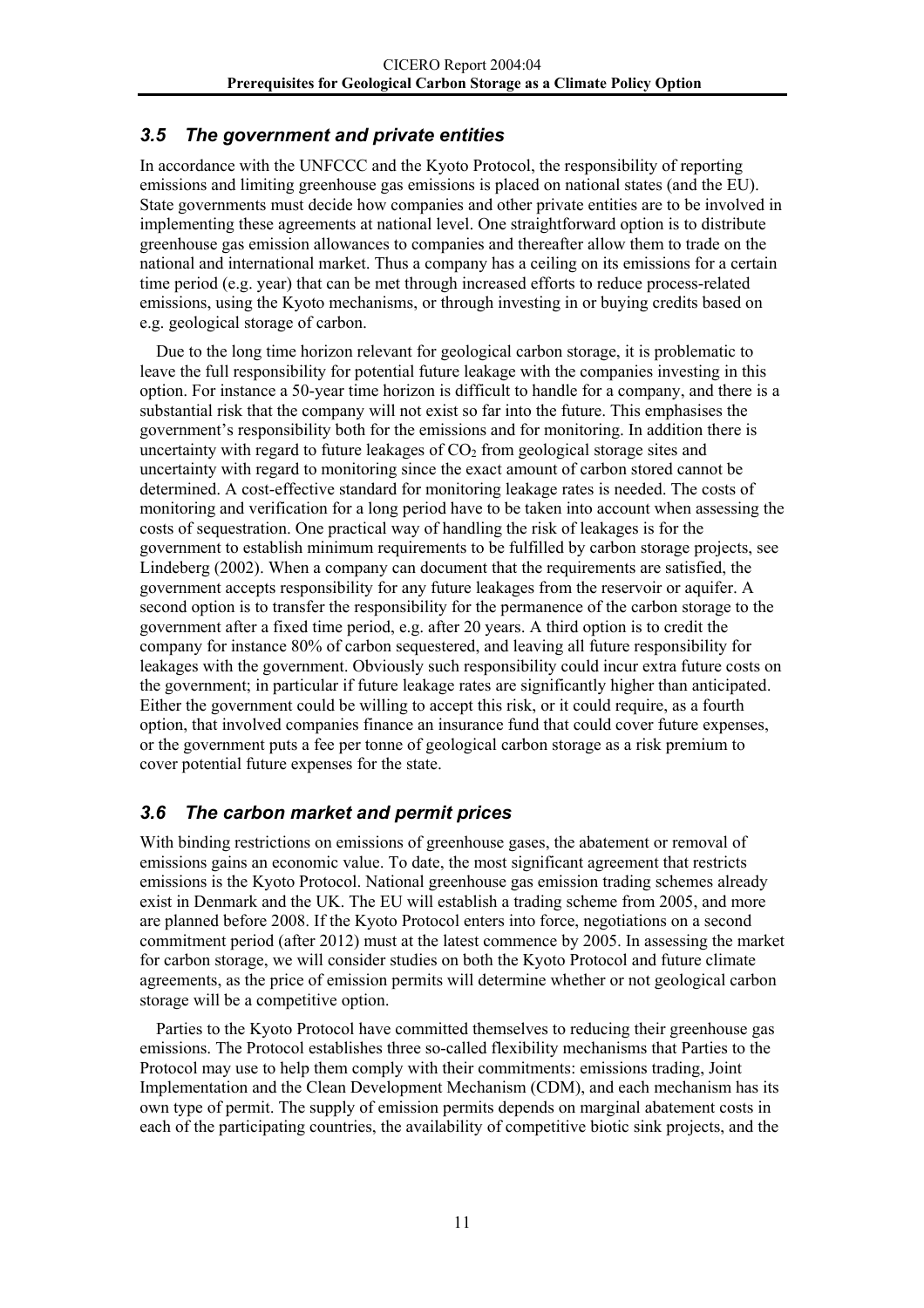### *3.5 The government and private entities*

In accordance with the UNFCCC and the Kyoto Protocol, the responsibility of reporting emissions and limiting greenhouse gas emissions is placed on national states (and the EU). State governments must decide how companies and other private entities are to be involved in implementing these agreements at national level. One straightforward option is to distribute greenhouse gas emission allowances to companies and thereafter allow them to trade on the national and international market. Thus a company has a ceiling on its emissions for a certain time period (e.g. year) that can be met through increased efforts to reduce process-related emissions, using the Kyoto mechanisms, or through investing in or buying credits based on e.g. geological storage of carbon.

Due to the long time horizon relevant for geological carbon storage, it is problematic to leave the full responsibility for potential future leakage with the companies investing in this option. For instance a 50-year time horizon is difficult to handle for a company, and there is a substantial risk that the company will not exist so far into the future. This emphasises the government's responsibility both for the emissions and for monitoring. In addition there is uncertainty with regard to future leakages of $CO_2$ from geological storage sites and uncertainty with regard to monitoring since the exact amount of carbon stored cannot be determined. A cost-effective standard for monitoring leakage rates is needed. The costs of monitoring and verification for a long period have to be taken into account when assessing the costs of sequestration. One practical way of handling the risk of leakages is for the government to establish minimum requirements to be fulfilled by carbon storage projects, see Lindeberg (2002). When a company can document that the requirements are satisfied, the government accepts responsibility for any future leakages from the reservoir or aquifer. A second option is to transfer the responsibility for the permanence of the carbon storage to the government after a fixed time period, e.g. after 20 years. A third option is to credit the company for instance 80% of carbon sequestered, and leaving all future responsibility for leakages with the government. Obviously such responsibility could incur extra future costs on the government; in particular if future leakage rates are significantly higher than anticipated. Either the government could be willing to accept this risk, or it could require, as a fourth option, that involved companies finance an insurance fund that could cover future expenses, or the government puts a fee per tonne of geological carbon storage as a risk premium to cover potential future expenses for the state.

### *3.6 The carbon market and permit prices*

With binding restrictions on emissions of greenhouse gases, the abatement or removal of emissions gains an economic value. To date, the most significant agreement that restricts emissions is the Kyoto Protocol. National greenhouse gas emission trading schemes already exist in Denmark and the UK. The EU will establish a trading scheme from 2005, and more are planned before 2008. If the Kyoto Protocol enters into force, negotiations on a second commitment period (after 2012) must at the latest commence by 2005. In assessing the market for carbon storage, we will consider studies on both the Kyoto Protocol and future climate agreements, as the price of emission permits will determine whether or not geological carbon storage will be a competitive option.

Parties to the Kyoto Protocol have committed themselves to reducing their greenhouse gas emissions. The Protocol establishes three so-called flexibility mechanisms that Parties to the Protocol may use to help them comply with their commitments: emissions trading, Joint Implementation and the Clean Development Mechanism (CDM), and each mechanism has its own type of permit. The supply of emission permits depends on marginal abatement costs in each of the participating countries, the availability of competitive biotic sink projects, and the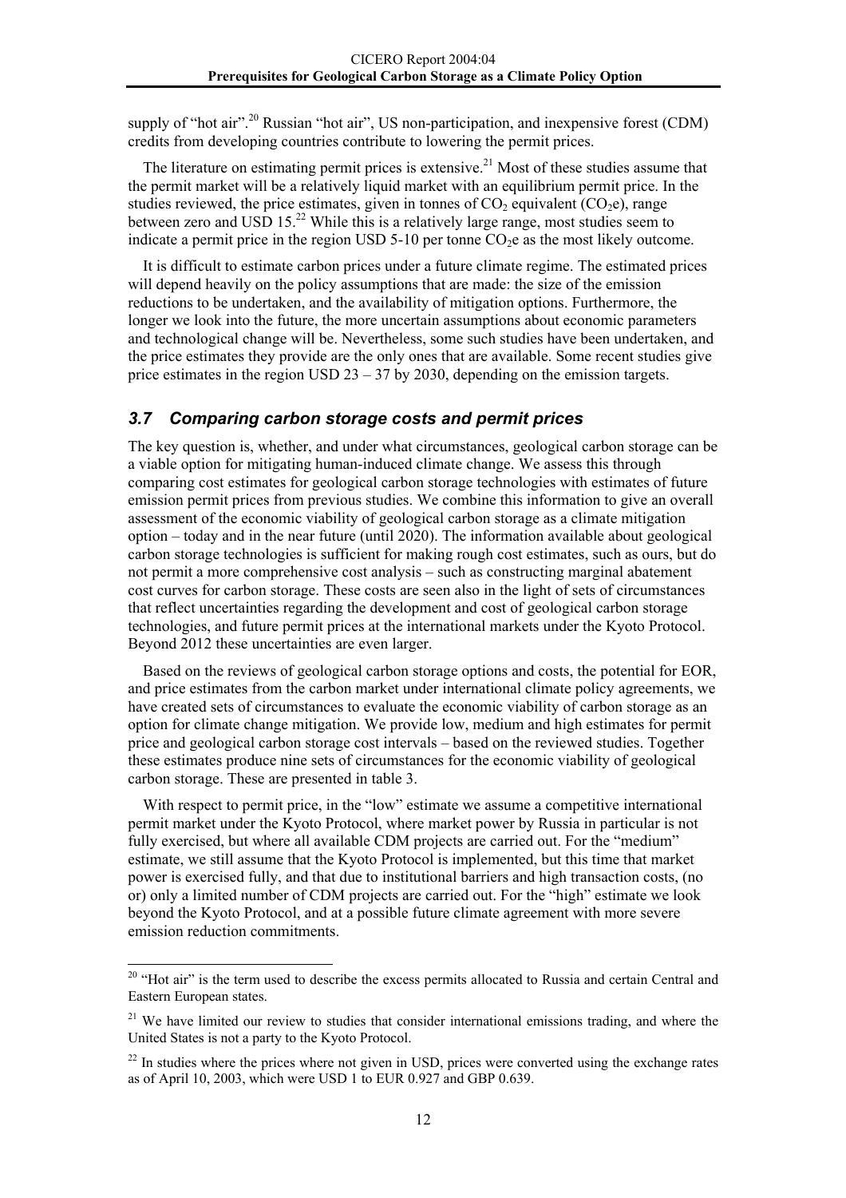supply of "hot air".[20] Russian "hot air", US non-participation, and inexpensive forest (CDM) credits from developing countries contribute to lowering the permit prices.

The literature on estimating permit prices is extensive.[21] Most of these studies assume that the permit market will be a relatively liquid market with an equilibrium permit price. In the studies reviewed, the price estimates, given in tonnes of $CO_2$ equivalent ($CO_2$e), range between zero and USD 15.[22] While this is a relatively large range, most studies seem to indicate a permit price in the region USD 5-10 per tonne $CO_2$e as the most likely outcome.

It is difficult to estimate carbon prices under a future climate regime. The estimated prices will depend heavily on the policy assumptions that are made: the size of the emission reductions to be undertaken, and the availability of mitigation options. Furthermore, the longer we look into the future, the more uncertain assumptions about economic parameters and technological change will be. Nevertheless, some such studies have been undertaken, and the price estimates they provide are the only ones that are available. Some recent studies give price estimates in the region USD 23 – 37 by 2030, depending on the emission targets.

## *3.7 Comparing carbon storage costs and permit prices*

The key question is, whether, and under what circumstances, geological carbon storage can be a viable option for mitigating human-induced climate change. We assess this through comparing cost estimates for geological carbon storage technologies with estimates of future emission permit prices from previous studies. We combine this information to give an overall assessment of the economic viability of geological carbon storage as a climate mitigation option – today and in the near future (until 2020). The information available about geological carbon storage technologies is sufficient for making rough cost estimates, such as ours, but do not permit a more comprehensive cost analysis – such as constructing marginal abatement cost curves for carbon storage. These costs are seen also in the light of sets of circumstances that reflect uncertainties regarding the development and cost of geological carbon storage technologies, and future permit prices at the international markets under the Kyoto Protocol. Beyond 2012 these uncertainties are even larger.

Based on the reviews of geological carbon storage options and costs, the potential for EOR, and price estimates from the carbon market under international climate policy agreements, we have created sets of circumstances to evaluate the economic viability of carbon storage as an option for climate change mitigation. We provide low, medium and high estimates for permit price and geological carbon storage cost intervals – based on the reviewed studies. Together these estimates produce nine sets of circumstances for the economic viability of geological carbon storage. These are presented in table 3.

With respect to permit price, in the "low" estimate we assume a competitive international permit market under the Kyoto Protocol, where market power by Russia in particular is not fully exercised, but where all available CDM projects are carried out. For the "medium" estimate, we still assume that the Kyoto Protocol is implemented, but this time that market power is exercised fully, and that due to institutional barriers and high transaction costs, (no or) only a limited number of CDM projects are carried out. For the "high" estimate we look beyond the Kyoto Protocol, and at a possible future climate agreement with more severe emission reduction commitments.

[20] "Hot air" is the term used to describe the excess permits allocated to Russia and certain Central and Eastern European states.

[21] We have limited our review to studies that consider international emissions trading, and where the United States is not a party to the Kyoto Protocol.

[22] In studies where the prices where not given in USD, prices were converted using the exchange rates as of April 10, 2003, which were USD 1 to EUR 0.927 and GBP 0.639.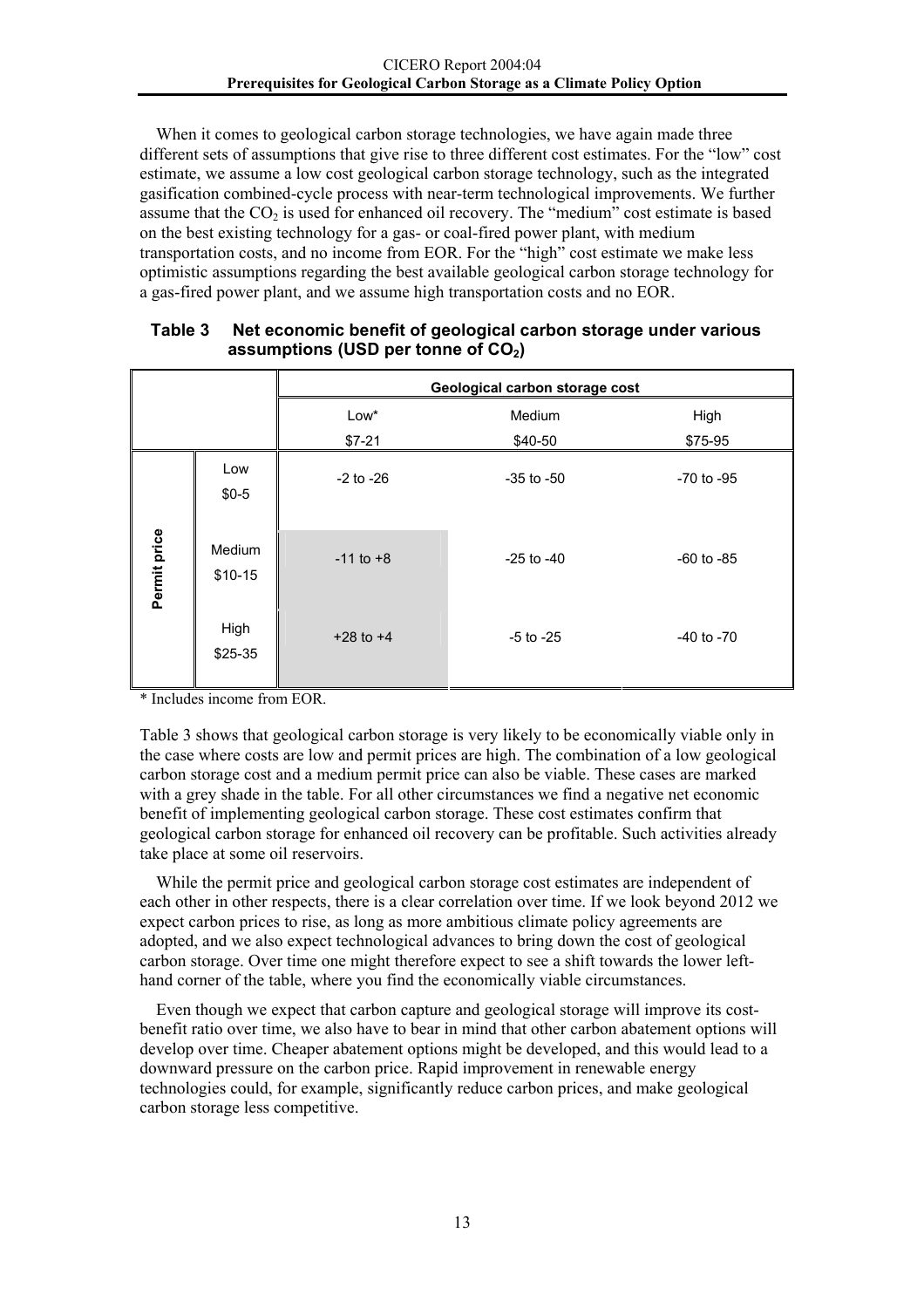When it comes to geological carbon storage technologies, we have again made three different sets of assumptions that give rise to three different cost estimates. For the "low" cost estimate, we assume a low cost geological carbon storage technology, such as the integrated gasification combined-cycle process with near-term technological improvements. We further assume that the $CO_2$ is used for enhanced oil recovery. The "medium" cost estimate is based on the best existing technology for a gas- or coal-fired power plant, with medium transportation costs, and no income from EOR. For the "high" cost estimate we make less optimistic assumptions regarding the best available geological carbon storage technology for a gas-fired power plant, and we assume high transportation costs and no EOR.

**Table 3 Net economic benefit of geological carbon storage under various assumptions (USD per tonne of $CO_2$)**

| | | Geological carbon storage cost | | |
|---|---|---|---|---|
| | | Low* $7-21 | Medium $40-50 | High $75-95 |
| Permit price | Low $0-5 | -2 to -26 | -35 to -50 | -70 to -95 |
| | Medium $10-15 | -11 to +8 | -25 to -40 | -60 to -85 |
| | High $25-35 | +28 to +4 | -5 to -25 | -40 to -70 |

\* Includes income from EOR.

Table 3 shows that geological carbon storage is very likely to be economically viable only in the case where costs are low and permit prices are high. The combination of a low geological carbon storage cost and a medium permit price can also be viable. These cases are marked with a grey shade in the table. For all other circumstances we find a negative net economic benefit of implementing geological carbon storage. These cost estimates confirm that geological carbon storage for enhanced oil recovery can be profitable. Such activities already take place at some oil reservoirs.

While the permit price and geological carbon storage cost estimates are independent of each other in other respects, there is a clear correlation over time. If we look beyond 2012 we expect carbon prices to rise, as long as more ambitious climate policy agreements are adopted, and we also expect technological advances to bring down the cost of geological carbon storage. Over time one might therefore expect to see a shift towards the lower left-hand corner of the table, where you find the economically viable circumstances.

Even though we expect that carbon capture and geological storage will improve its cost-benefit ratio over time, we also have to bear in mind that other carbon abatement options will develop over time. Cheaper abatement options might be developed, and this would lead to a downward pressure on the carbon price. Rapid improvement in renewable energy technologies could, for example, significantly reduce carbon prices, and make geological carbon storage less competitive.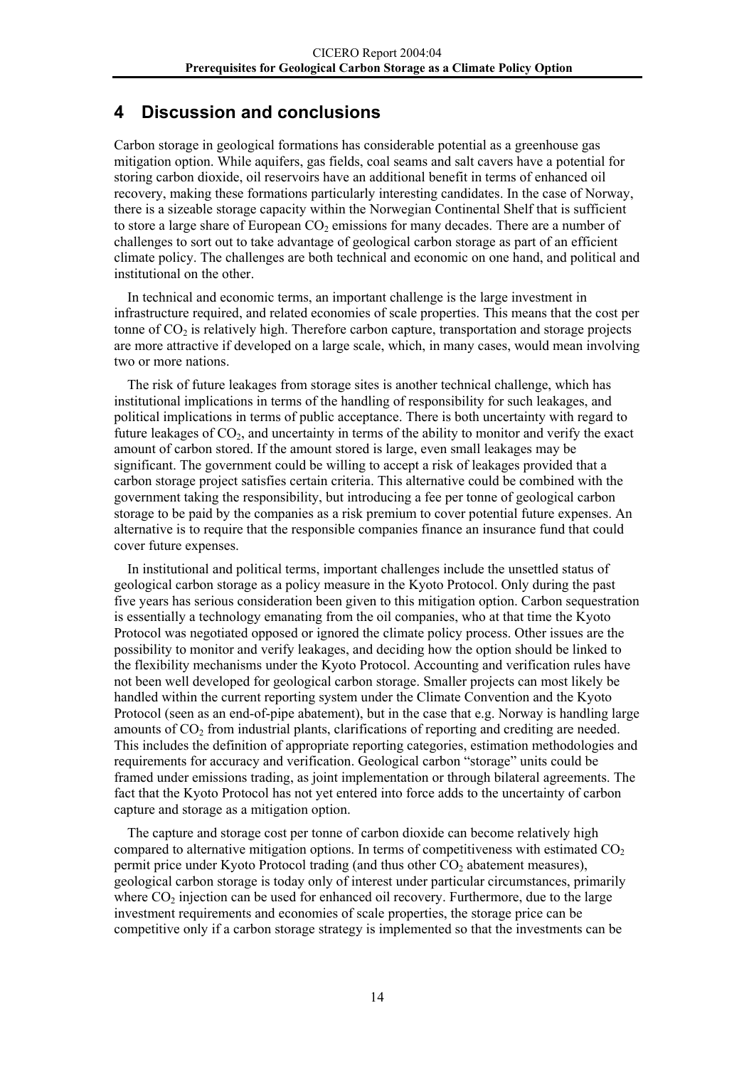## 4 Discussion and conclusions

Carbon storage in geological formations has considerable potential as a greenhouse gas mitigation option. While aquifers, gas fields, coal seams and salt cavers have a potential for storing carbon dioxide, oil reservoirs have an additional benefit in terms of enhanced oil recovery, making these formations particularly interesting candidates. In the case of Norway, there is a sizeable storage capacity within the Norwegian Continental Shelf that is sufficient to store a large share of European $CO_2$ emissions for many decades. There are a number of challenges to sort out to take advantage of geological carbon storage as part of an efficient climate policy. The challenges are both technical and economic on one hand, and political and institutional on the other.

In technical and economic terms, an important challenge is the large investment in infrastructure required, and related economies of scale properties. This means that the cost per tonne of $CO_2$ is relatively high. Therefore carbon capture, transportation and storage projects are more attractive if developed on a large scale, which, in many cases, would mean involving two or more nations.

The risk of future leakages from storage sites is another technical challenge, which has institutional implications in terms of the handling of responsibility for such leakages, and political implications in terms of public acceptance. There is both uncertainty with regard to future leakages of $CO_2$, and uncertainty in terms of the ability to monitor and verify the exact amount of carbon stored. If the amount stored is large, even small leakages may be significant. The government could be willing to accept a risk of leakages provided that a carbon storage project satisfies certain criteria. This alternative could be combined with the government taking the responsibility, but introducing a fee per tonne of geological carbon storage to be paid by the companies as a risk premium to cover potential future expenses. An alternative is to require that the responsible companies finance an insurance fund that could cover future expenses.

In institutional and political terms, important challenges include the unsettled status of geological carbon storage as a policy measure in the Kyoto Protocol. Only during the past five years has serious consideration been given to this mitigation option. Carbon sequestration is essentially a technology emanating from the oil companies, who at that time the Kyoto Protocol was negotiated opposed or ignored the climate policy process. Other issues are the possibility to monitor and verify leakages, and deciding how the option should be linked to the flexibility mechanisms under the Kyoto Protocol. Accounting and verification rules have not been well developed for geological carbon storage. Smaller projects can most likely be handled within the current reporting system under the Climate Convention and the Kyoto Protocol (seen as an end-of-pipe abatement), but in the case that e.g. Norway is handling large amounts of $CO_2$ from industrial plants, clarifications of reporting and crediting are needed. This includes the definition of appropriate reporting categories, estimation methodologies and requirements for accuracy and verification. Geological carbon "storage" units could be framed under emissions trading, as joint implementation or through bilateral agreements. The fact that the Kyoto Protocol has not yet entered into force adds to the uncertainty of carbon capture and storage as a mitigation option.

The capture and storage cost per tonne of carbon dioxide can become relatively high compared to alternative mitigation options. In terms of competitiveness with estimated $CO_2$ permit price under Kyoto Protocol trading (and thus other $CO_2$ abatement measures), geological carbon storage is today only of interest under particular circumstances, primarily where $CO_2$ injection can be used for enhanced oil recovery. Furthermore, due to the large investment requirements and economies of scale properties, the storage price can be competitive only if a carbon storage strategy is implemented so that the investments can be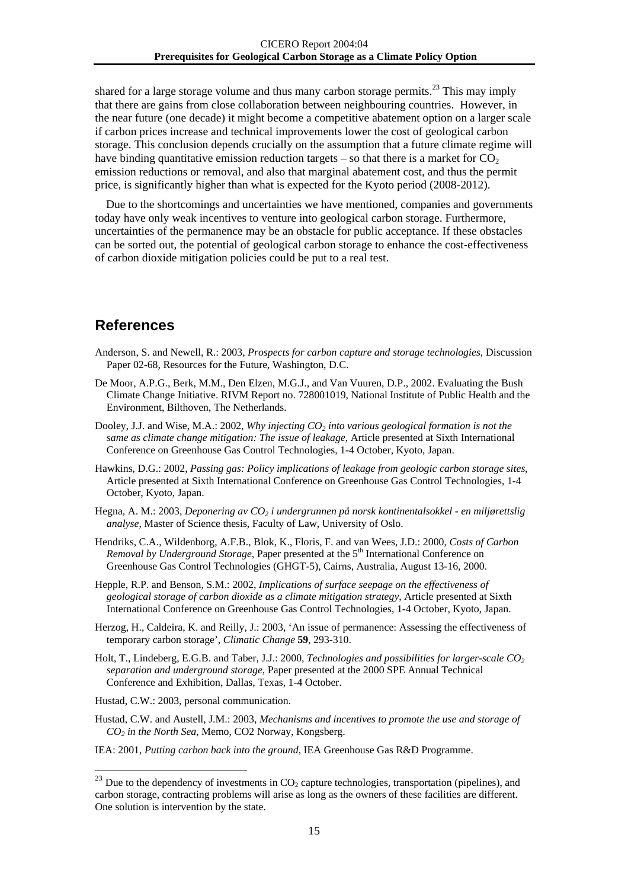shared for a large storage volume and thus many carbon storage permits.[23] This may imply that there are gains from close collaboration between neighbouring countries. However, in the near future (one decade) it might become a competitive abatement option on a larger scale if carbon prices increase and technical improvements lower the cost of geological carbon storage. This conclusion depends crucially on the assumption that a future climate regime will have binding quantitative emission reduction targets – so that there is a market for $CO_2$ emission reductions or removal, and also that marginal abatement cost, and thus the permit price, is significantly higher than what is expected for the Kyoto period (2008-2012).

Due to the shortcomings and uncertainties we have mentioned, companies and governments today have only weak incentives to venture into geological carbon storage. Furthermore, uncertainties of the permanence may be an obstacle for public acceptance. If these obstacles can be sorted out, the potential of geological carbon storage to enhance the cost-effectiveness of carbon dioxide mitigation policies could be put to a real test.

## References

Anderson, S. and Newell, R.: 2003, *Prospects for carbon capture and storage technologies*, Discussion Paper 02-68, Resources for the Future, Washington, D.C.

De Moor, A.P.G., Berk, M.M., Den Elzen, M.G.J., and Van Vuuren, D.P., 2002. Evaluating the Bush Climate Change Initiative. RIVM Report no. 728001019, National Institute of Public Health and the Environment, Bilthoven, The Netherlands.

Dooley, J.J. and Wise, M.A.: 2002, *Why injecting $CO_2$ into various geological formation is not the same as climate change mitigation: The issue of leakage*, Article presented at Sixth International Conference on Greenhouse Gas Control Technologies, 1-4 October, Kyoto, Japan.

Hawkins, D.G.: 2002, *Passing gas: Policy implications of leakage from geologic carbon storage sites*, Article presented at Sixth International Conference on Greenhouse Gas Control Technologies, 1-4 October, Kyoto, Japan.

Hegna, A. M.: 2003, *Deponering av $CO_2$ i undergrunnen på norsk kontinentalsokkel - en miljørettslig analyse*, Master of Science thesis, Faculty of Law, University of Oslo.

Hendriks, C.A., Wildenborg, A.F.B., Blok, K., Floris, F. and van Wees, J.D.: 2000, *Costs of Carbon Removal by Underground Storage*, Paper presented at the 5th International Conference on Greenhouse Gas Control Technologies (GHGT-5), Cairns, Australia, August 13-16, 2000.

Hepple, R.P. and Benson, S.M.: 2002, *Implications of surface seepage on the effectiveness of geological storage of carbon dioxide as a climate mitigation strategy*, Article presented at Sixth International Conference on Greenhouse Gas Control Technologies, 1-4 October, Kyoto, Japan.

Herzog, H., Caldeira, K. and Reilly, J.: 2003, 'An issue of permanence: Assessing the effectiveness of temporary carbon storage', *Climatic Change* **59**, 293-310.

Holt, T., Lindeberg, E.G.B. and Taber, J.J.: 2000, *Technologies and possibilities for larger-scale $CO_2$ separation and underground storage*, Paper presented at the 2000 SPE Annual Technical Conference and Exhibition, Dallas, Texas, 1-4 October.

Hustad, C.W.: 2003, personal communication.

Hustad, C.W. and Austell, J.M.: 2003, *Mechanisms and incentives to promote the use and storage of $CO_2$ in the North Sea*, Memo, CO2 Norway, Kongsberg.

IEA: 2001, *Putting carbon back into the ground*, IEA Greenhouse Gas R&D Programme.

[23] Due to the dependency of investments in $CO_2$ capture technologies, transportation (pipelines), and carbon storage, contracting problems will arise as long as the owners of these facilities are different. One solution is intervention by the state.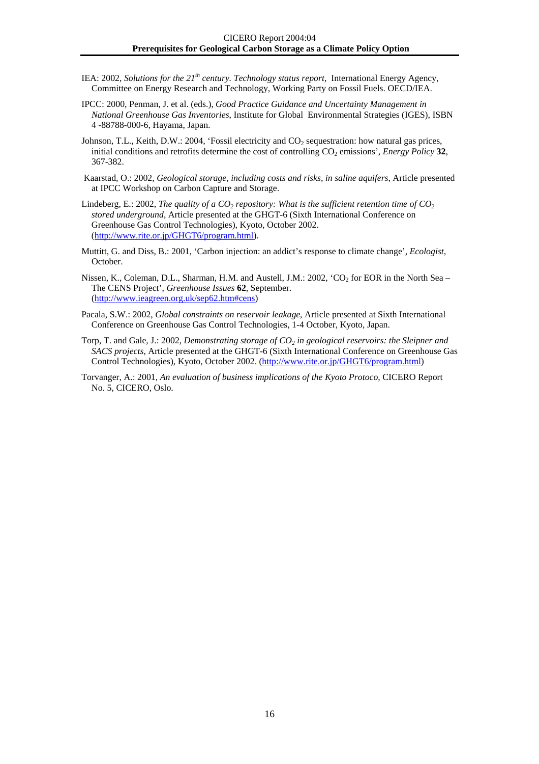IEA: 2002, *Solutions for the 21$^{th}$ century. Technology status report*, International Energy Agency, Committee on Energy Research and Technology, Working Party on Fossil Fuels. OECD/IEA.

IPCC: 2000, Penman, J. et al. (eds.), *Good Practice Guidance and Uncertainty Management in National Greenhouse Gas Inventories*, Institute for Global Environmental Strategies (IGES), ISBN 4 -88788-000-6, Hayama, Japan.

Johnson, T.L., Keith, D.W.: 2004, 'Fossil electricity and $CO_2$ sequestration: how natural gas prices, initial conditions and retrofits determine the cost of controlling $CO_2$ emissions', *Energy Policy* **32**, 367-382.

Kaarstad, O.: 2002, *Geological storage, including costs and risks, in saline aquifers*, Article presented at IPCC Workshop on Carbon Capture and Storage.

Lindeberg, E.: 2002, *The quality of a $CO_2$ repository: What is the sufficient retention time of $CO_2$ stored underground*, Article presented at the GHGT-6 (Sixth International Conference on Greenhouse Gas Control Technologies), Kyoto, October 2002. (http://www.rite.or.jp/GHGT6/program.html).

Muttitt, G. and Diss, B.: 2001, 'Carbon injection: an addict's response to climate change', *Ecologist*, October.

Nissen, K., Coleman, D.L., Sharman, H.M. and Austell, J.M.: 2002, '$CO_2$ for EOR in the North Sea – The CENS Project', *Greenhouse Issues* **62**, September. (http://www.ieagreen.org.uk/sep62.htm#cens)

Pacala, S.W.: 2002, *Global constraints on reservoir leakage*, Article presented at Sixth International Conference on Greenhouse Gas Control Technologies, 1-4 October, Kyoto, Japan.

Torp, T. and Gale, J.: 2002, *Demonstrating storage of $CO_2$ in geological reservoirs: the Sleipner and SACS projects*, Article presented at the GHGT-6 (Sixth International Conference on Greenhouse Gas Control Technologies), Kyoto, October 2002. (http://www.rite.or.jp/GHGT6/program.html)

Torvanger, A.: 2001, *An evaluation of business implications of the Kyoto Protoco*, CICERO Report No. 5, CICERO, Oslo.